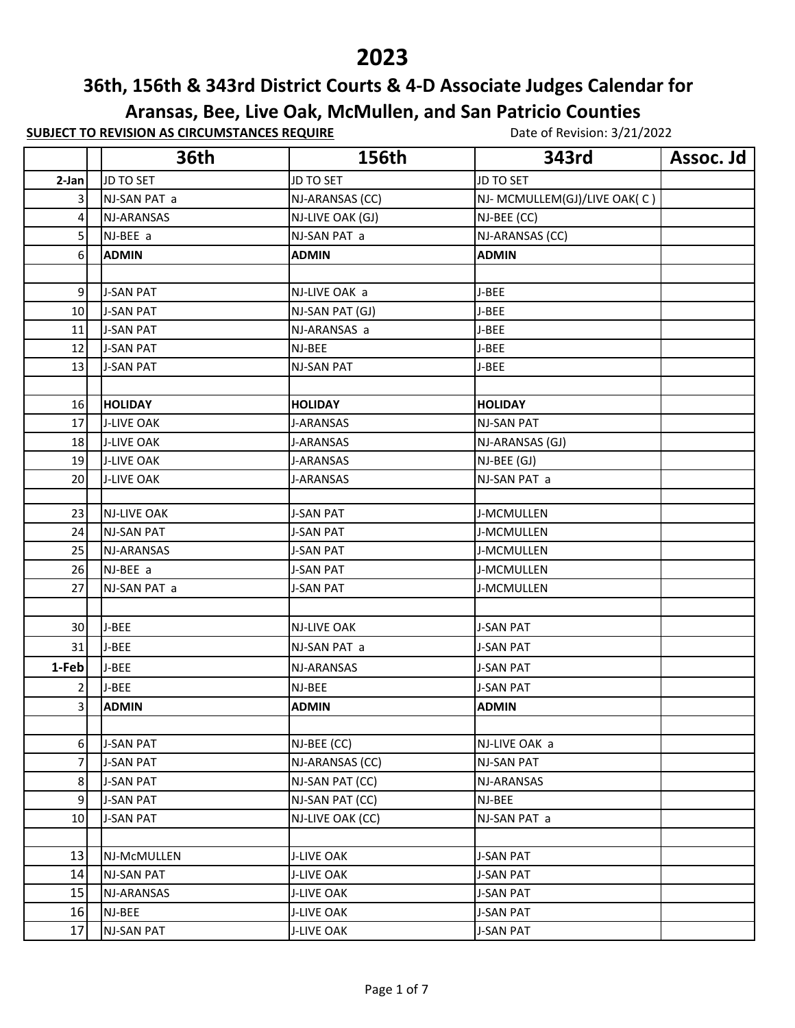# 2023

## 36th, 156th & 343rd District Courts & 4-D Associate Judges Calendar for Aransas, Bee, Live Oak, McMullen, and San Patricio Counties

**SUBJECT TO REVISION AS CIRCUMSTANCES REQUIRE** Date of Revision: 3/21/2022

| | | 36th | 156th | 343rd | Assoc. Jd |
|---|---|---|---|---|---|
| **2-Jan** | | JD TO SET | JD TO SET | JD TO SET | |
| 3 | | NJ-SAN PAT a | NJ-ARANSAS (CC) | NJ- MCMULLEM(GJ)/LIVE OAK( C ) | |
| 4 | | NJ-ARANSAS | NJ-LIVE OAK (GJ) | NJ-BEE (CC) | |
| 5 | | NJ-BEE a | NJ-SAN PAT a | NJ-ARANSAS (CC) | |
| 6 | | **ADMIN** | **ADMIN** | **ADMIN** | |
| | | | | | |
| 9 | | J-SAN PAT | NJ-LIVE OAK a | J-BEE | |
| 10 | | J-SAN PAT | NJ-SAN PAT (GJ) | J-BEE | |
| 11 | | J-SAN PAT | NJ-ARANSAS a | J-BEE | |
| 12 | | J-SAN PAT | NJ-BEE | J-BEE | |
| 13 | | J-SAN PAT | NJ-SAN PAT | J-BEE | |
| | | | | | |
| 16 | | **HOLIDAY** | **HOLIDAY** | **HOLIDAY** | |
| 17 | | J-LIVE OAK | J-ARANSAS | NJ-SAN PAT | |
| 18 | | J-LIVE OAK | J-ARANSAS | NJ-ARANSAS (GJ) | |
| 19 | | J-LIVE OAK | J-ARANSAS | NJ-BEE (GJ) | |
| 20 | | J-LIVE OAK | J-ARANSAS | NJ-SAN PAT a | |
| | | | | | |
| 23 | | NJ-LIVE OAK | J-SAN PAT | J-MCMULLEN | |
| 24 | | NJ-SAN PAT | J-SAN PAT | J-MCMULLEN | |
| 25 | | NJ-ARANSAS | J-SAN PAT | J-MCMULLEN | |
| 26 | | NJ-BEE a | J-SAN PAT | J-MCMULLEN | |
| 27 | | NJ-SAN PAT a | J-SAN PAT | J-MCMULLEN | |
| | | | | | |
| 30 | | J-BEE | NJ-LIVE OAK | J-SAN PAT | |
| 31 | | J-BEE | NJ-SAN PAT a | J-SAN PAT | |
| **1-Feb** | | J-BEE | NJ-ARANSAS | J-SAN PAT | |
| 2 | | J-BEE | NJ-BEE | J-SAN PAT | |
| 3 | | **ADMIN** | **ADMIN** | **ADMIN** | |
| | | | | | |
| 6 | | J-SAN PAT | NJ-BEE (CC) | NJ-LIVE OAK a | |
| 7 | | J-SAN PAT | NJ-ARANSAS (CC) | NJ-SAN PAT | |
| 8 | | J-SAN PAT | NJ-SAN PAT (CC) | NJ-ARANSAS | |
| 9 | | J-SAN PAT | NJ-SAN PAT (CC) | NJ-BEE | |
| 10 | | J-SAN PAT | NJ-LIVE OAK (CC) | NJ-SAN PAT a | |
| | | | | | |
| 13 | | NJ-McMULLEN | J-LIVE OAK | J-SAN PAT | |
| 14 | | NJ-SAN PAT | J-LIVE OAK | J-SAN PAT | |
| 15 | | NJ-ARANSAS | J-LIVE OAK | J-SAN PAT | |
| 16 | | NJ-BEE | J-LIVE OAK | J-SAN PAT | |
| 17 | | NJ-SAN PAT | J-LIVE OAK | J-SAN PAT | |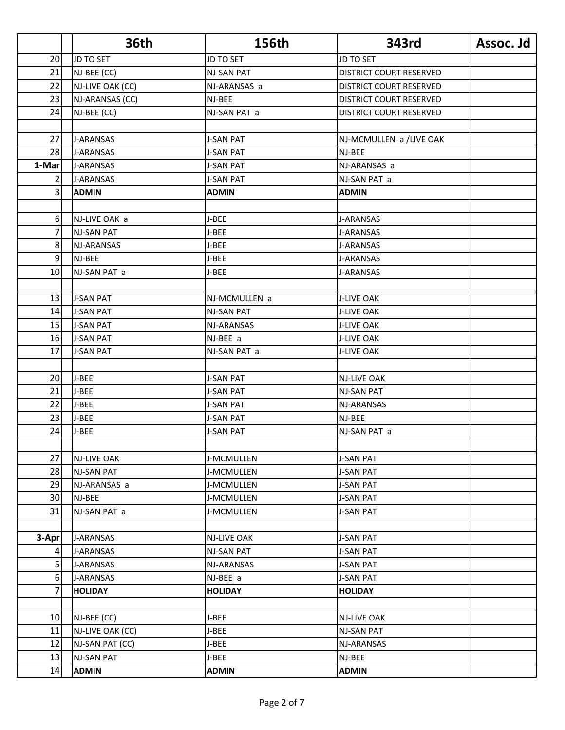| | | 36th | 156th | 343rd | Assoc. Jd |
|---|---|---|---|---|---|
| 20 | | JD TO SET | JD TO SET | JD TO SET | |
| 21 | | NJ-BEE (CC) | NJ-SAN PAT | DISTRICT COURT RESERVED | |
| 22 | | NJ-LIVE OAK (CC) | NJ-ARANSAS a | DISTRICT COURT RESERVED | |
| 23 | | NJ-ARANSAS (CC) | NJ-BEE | DISTRICT COURT RESERVED | |
| 24 | | NJ-BEE (CC) | NJ-SAN PAT a | DISTRICT COURT RESERVED | |
| | | | | | |
| 27 | | J-ARANSAS | J-SAN PAT | NJ-MCMULLEN a /LIVE OAK | |
| 28 | | J-ARANSAS | J-SAN PAT | NJ-BEE | |
| **1-Mar** | | J-ARANSAS | J-SAN PAT | NJ-ARANSAS a | |
| 2 | | J-ARANSAS | J-SAN PAT | NJ-SAN PAT a | |
| 3 | | **ADMIN** | **ADMIN** | **ADMIN** | |
| | | | | | |
| 6 | | NJ-LIVE OAK a | J-BEE | J-ARANSAS | |
| 7 | | NJ-SAN PAT | J-BEE | J-ARANSAS | |
| 8 | | NJ-ARANSAS | J-BEE | J-ARANSAS | |
| 9 | | NJ-BEE | J-BEE | J-ARANSAS | |
| 10 | | NJ-SAN PAT a | J-BEE | J-ARANSAS | |
| | | | | | |
| 13 | | J-SAN PAT | NJ-MCMULLEN a | J-LIVE OAK | |
| 14 | | J-SAN PAT | NJ-SAN PAT | J-LIVE OAK | |
| 15 | | J-SAN PAT | NJ-ARANSAS | J-LIVE OAK | |
| 16 | | J-SAN PAT | NJ-BEE a | J-LIVE OAK | |
| 17 | | J-SAN PAT | NJ-SAN PAT a | J-LIVE OAK | |
| | | | | | |
| 20 | | J-BEE | J-SAN PAT | NJ-LIVE OAK | |
| 21 | | J-BEE | J-SAN PAT | NJ-SAN PAT | |
| 22 | | J-BEE | J-SAN PAT | NJ-ARANSAS | |
| 23 | | J-BEE | J-SAN PAT | NJ-BEE | |
| 24 | | J-BEE | J-SAN PAT | NJ-SAN PAT a | |
| | | | | | |
| 27 | | NJ-LIVE OAK | J-MCMULLEN | J-SAN PAT | |
| 28 | | NJ-SAN PAT | J-MCMULLEN | J-SAN PAT | |
| 29 | | NJ-ARANSAS a | J-MCMULLEN | J-SAN PAT | |
| 30 | | NJ-BEE | J-MCMULLEN | J-SAN PAT | |
| 31 | | NJ-SAN PAT a | J-MCMULLEN | J-SAN PAT | |
| | | | | | |
| **3-Apr** | | J-ARANSAS | NJ-LIVE OAK | J-SAN PAT | |
| 4 | | J-ARANSAS | NJ-SAN PAT | J-SAN PAT | |
| 5 | | J-ARANSAS | NJ-ARANSAS | J-SAN PAT | |
| 6 | | J-ARANSAS | NJ-BEE a | J-SAN PAT | |
| 7 | | **HOLIDAY** | **HOLIDAY** | **HOLIDAY** | |
| | | | | | |
| 10 | | NJ-BEE (CC) | J-BEE | NJ-LIVE OAK | |
| 11 | | NJ-LIVE OAK (CC) | J-BEE | NJ-SAN PAT | |
| 12 | | NJ-SAN PAT (CC) | J-BEE | NJ-ARANSAS | |
| 13 | | NJ-SAN PAT | J-BEE | NJ-BEE | |
| 14 | | **ADMIN** | **ADMIN** | **ADMIN** | |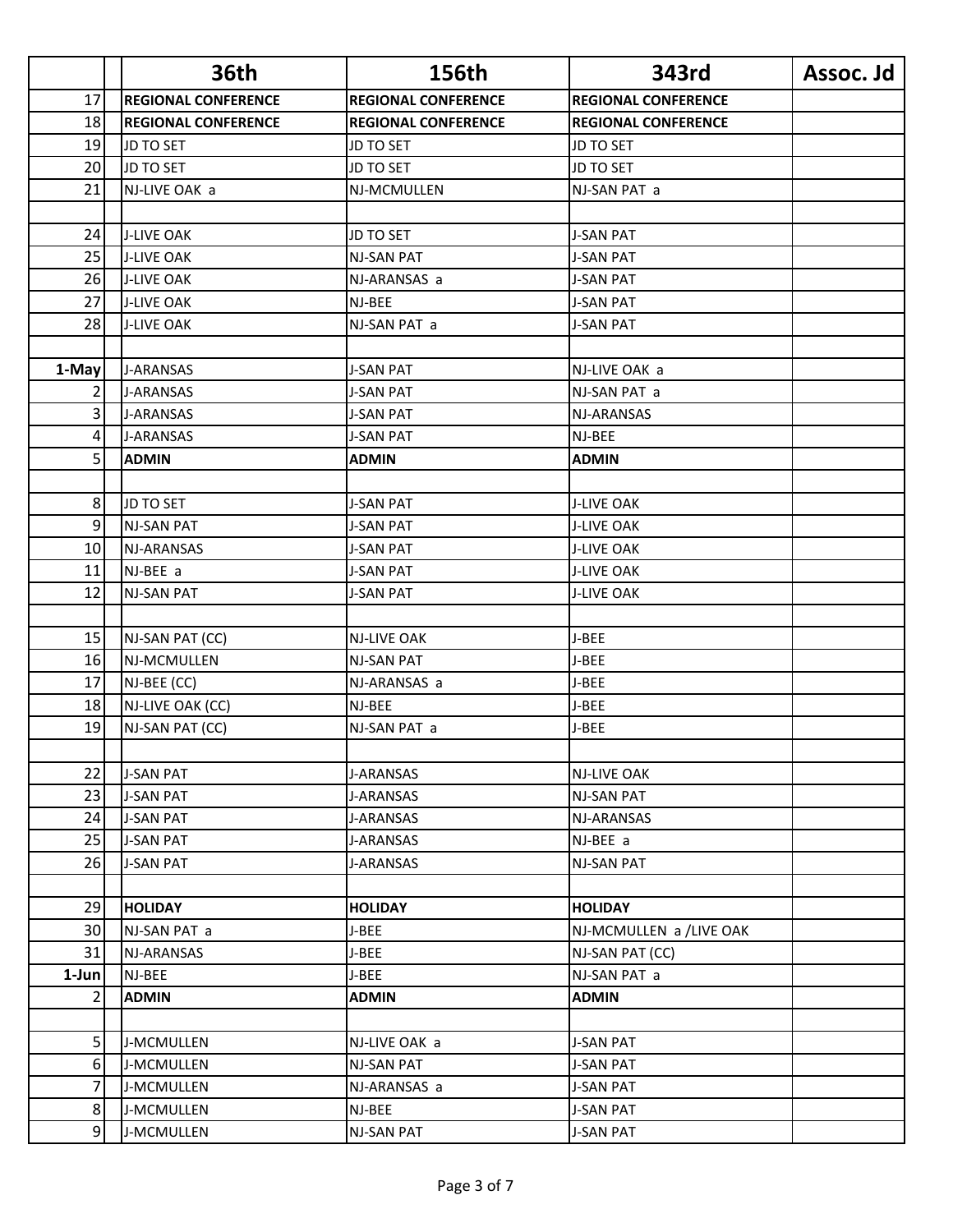| | | 36th | 156th | 343rd | Assoc. Jd |
|---|---|---|---|---|---|
| 17 | | **REGIONAL CONFERENCE** | **REGIONAL CONFERENCE** | **REGIONAL CONFERENCE** | |
| 18 | | **REGIONAL CONFERENCE** | **REGIONAL CONFERENCE** | **REGIONAL CONFERENCE** | |
| 19 | | JD TO SET | JD TO SET | JD TO SET | |
| 20 | | JD TO SET | JD TO SET | JD TO SET | |
| 21 | | NJ-LIVE OAK a | NJ-MCMULLEN | NJ-SAN PAT a | |
| | | | | | |
| 24 | | J-LIVE OAK | JD TO SET | J-SAN PAT | |
| 25 | | J-LIVE OAK | NJ-SAN PAT | J-SAN PAT | |
| 26 | | J-LIVE OAK | NJ-ARANSAS a | J-SAN PAT | |
| 27 | | J-LIVE OAK | NJ-BEE | J-SAN PAT | |
| 28 | | J-LIVE OAK | NJ-SAN PAT a | J-SAN PAT | |
| | | | | | |
| 1-May | | J-ARANSAS | J-SAN PAT | NJ-LIVE OAK a | |
| 2 | | J-ARANSAS | J-SAN PAT | NJ-SAN PAT a | |
| 3 | | J-ARANSAS | J-SAN PAT | NJ-ARANSAS | |
| 4 | | J-ARANSAS | J-SAN PAT | NJ-BEE | |
| 5 | | **ADMIN** | **ADMIN** | **ADMIN** | |
| | | | | | |
| 8 | | JD TO SET | J-SAN PAT | J-LIVE OAK | |
| 9 | | NJ-SAN PAT | J-SAN PAT | J-LIVE OAK | |
| 10 | | NJ-ARANSAS | J-SAN PAT | J-LIVE OAK | |
| 11 | | NJ-BEE a | J-SAN PAT | J-LIVE OAK | |
| 12 | | NJ-SAN PAT | J-SAN PAT | J-LIVE OAK | |
| | | | | | |
| 15 | | NJ-SAN PAT (CC) | NJ-LIVE OAK | J-BEE | |
| 16 | | NJ-MCMULLEN | NJ-SAN PAT | J-BEE | |
| 17 | | NJ-BEE (CC) | NJ-ARANSAS a | J-BEE | |
| 18 | | NJ-LIVE OAK (CC) | NJ-BEE | J-BEE | |
| 19 | | NJ-SAN PAT (CC) | NJ-SAN PAT a | J-BEE | |
| | | | | | |
| 22 | | J-SAN PAT | J-ARANSAS | NJ-LIVE OAK | |
| 23 | | J-SAN PAT | J-ARANSAS | NJ-SAN PAT | |
| 24 | | J-SAN PAT | J-ARANSAS | NJ-ARANSAS | |
| 25 | | J-SAN PAT | J-ARANSAS | NJ-BEE a | |
| 26 | | J-SAN PAT | J-ARANSAS | NJ-SAN PAT | |
| | | | | | |
| 29 | | **HOLIDAY** | **HOLIDAY** | **HOLIDAY** | |
| 30 | | NJ-SAN PAT a | J-BEE | NJ-MCMULLEN a /LIVE OAK | |
| 31 | | NJ-ARANSAS | J-BEE | NJ-SAN PAT (CC) | |
| 1-Jun | | NJ-BEE | J-BEE | NJ-SAN PAT a | |
| 2 | | **ADMIN** | **ADMIN** | **ADMIN** | |
| | | | | | |
| 5 | | J-MCMULLEN | NJ-LIVE OAK a | J-SAN PAT | |
| 6 | | J-MCMULLEN | NJ-SAN PAT | J-SAN PAT | |
| 7 | | J-MCMULLEN | NJ-ARANSAS a | J-SAN PAT | |
| 8 | | J-MCMULLEN | NJ-BEE | J-SAN PAT | |
| 9 | | J-MCMULLEN | NJ-SAN PAT | J-SAN PAT | |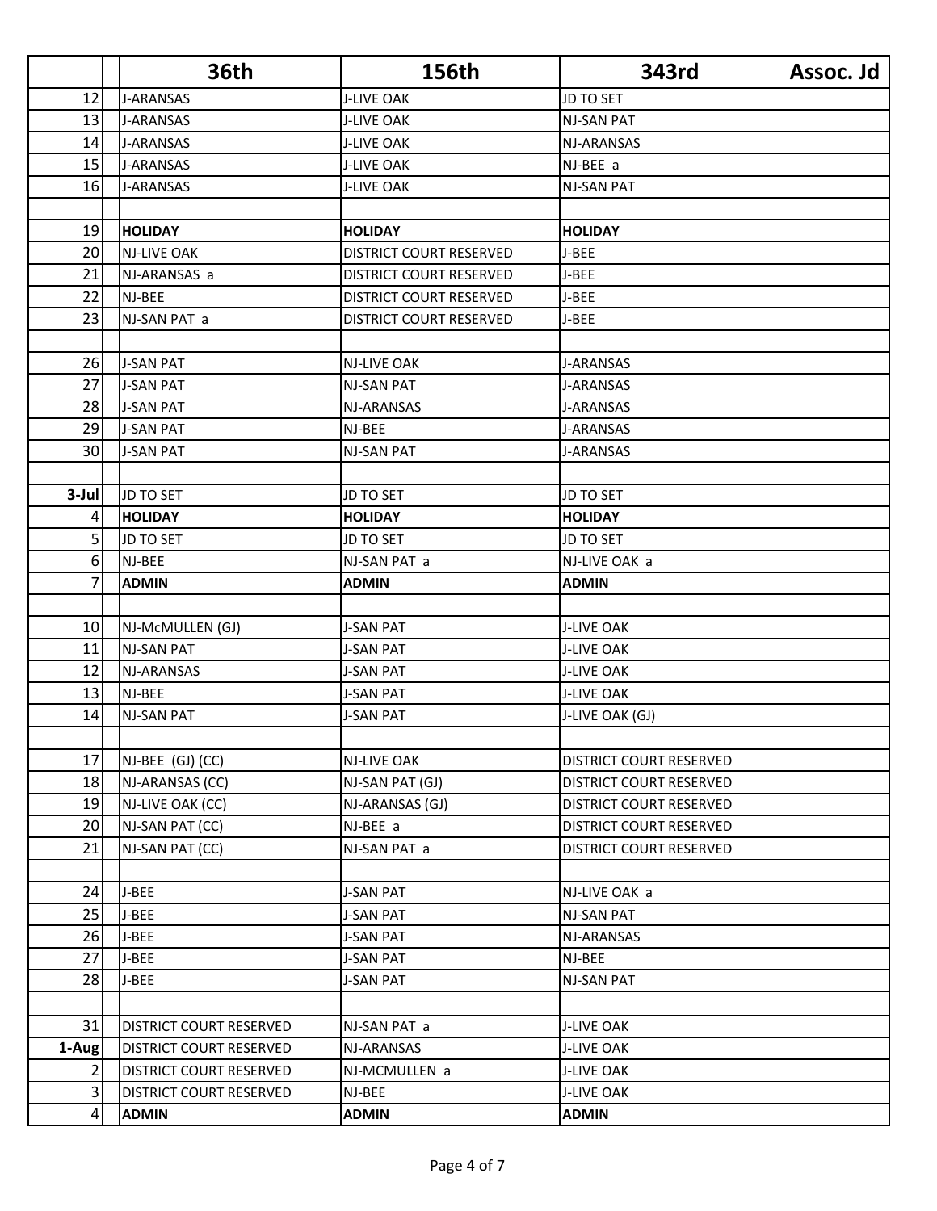| | | 36th | 156th | 343rd | Assoc. Jd |
|---|---|---|---|---|---|
| 12 | | J-ARANSAS | J-LIVE OAK | JD TO SET | |
| 13 | | J-ARANSAS | J-LIVE OAK | NJ-SAN PAT | |
| 14 | | J-ARANSAS | J-LIVE OAK | NJ-ARANSAS | |
| 15 | | J-ARANSAS | J-LIVE OAK | NJ-BEE a | |
| 16 | | J-ARANSAS | J-LIVE OAK | NJ-SAN PAT | |
| | | | | | |
| 19 | | **HOLIDAY** | **HOLIDAY** | **HOLIDAY** | |
| 20 | | NJ-LIVE OAK | DISTRICT COURT RESERVED | J-BEE | |
| 21 | | NJ-ARANSAS a | DISTRICT COURT RESERVED | J-BEE | |
| 22 | | NJ-BEE | DISTRICT COURT RESERVED | J-BEE | |
| 23 | | NJ-SAN PAT a | DISTRICT COURT RESERVED | J-BEE | |
| | | | | | |
| 26 | | J-SAN PAT | NJ-LIVE OAK | J-ARANSAS | |
| 27 | | J-SAN PAT | NJ-SAN PAT | J-ARANSAS | |
| 28 | | J-SAN PAT | NJ-ARANSAS | J-ARANSAS | |
| 29 | | J-SAN PAT | NJ-BEE | J-ARANSAS | |
| 30 | | J-SAN PAT | NJ-SAN PAT | J-ARANSAS | |
| | | | | | |
| **3-Jul** | | JD TO SET | JD TO SET | JD TO SET | |
| 4 | | **HOLIDAY** | **HOLIDAY** | **HOLIDAY** | |
| 5 | | JD TO SET | JD TO SET | JD TO SET | |
| 6 | | NJ-BEE | NJ-SAN PAT a | NJ-LIVE OAK a | |
| 7 | | **ADMIN** | **ADMIN** | **ADMIN** | |
| | | | | | |
| 10 | | NJ-McMULLEN (GJ) | J-SAN PAT | J-LIVE OAK | |
| 11 | | NJ-SAN PAT | J-SAN PAT | J-LIVE OAK | |
| 12 | | NJ-ARANSAS | J-SAN PAT | J-LIVE OAK | |
| 13 | | NJ-BEE | J-SAN PAT | J-LIVE OAK | |
| 14 | | NJ-SAN PAT | J-SAN PAT | J-LIVE OAK (GJ) | |
| | | | | | |
| 17 | | NJ-BEE (GJ) (CC) | NJ-LIVE OAK | DISTRICT COURT RESERVED | |
| 18 | | NJ-ARANSAS (CC) | NJ-SAN PAT (GJ) | DISTRICT COURT RESERVED | |
| 19 | | NJ-LIVE OAK (CC) | NJ-ARANSAS (GJ) | DISTRICT COURT RESERVED | |
| 20 | | NJ-SAN PAT (CC) | NJ-BEE a | DISTRICT COURT RESERVED | |
| 21 | | NJ-SAN PAT (CC) | NJ-SAN PAT a | DISTRICT COURT RESERVED | |
| | | | | | |
| 24 | | J-BEE | J-SAN PAT | NJ-LIVE OAK a | |
| 25 | | J-BEE | J-SAN PAT | NJ-SAN PAT | |
| 26 | | J-BEE | J-SAN PAT | NJ-ARANSAS | |
| 27 | | J-BEE | J-SAN PAT | NJ-BEE | |
| 28 | | J-BEE | J-SAN PAT | NJ-SAN PAT | |
| | | | | | |
| 31 | | DISTRICT COURT RESERVED | NJ-SAN PAT a | J-LIVE OAK | |
| **1-Aug** | | DISTRICT COURT RESERVED | NJ-ARANSAS | J-LIVE OAK | |
| 2 | | DISTRICT COURT RESERVED | NJ-MCMULLEN a | J-LIVE OAK | |
| 3 | | DISTRICT COURT RESERVED | NJ-BEE | J-LIVE OAK | |
| 4 | | **ADMIN** | **ADMIN** | **ADMIN** | |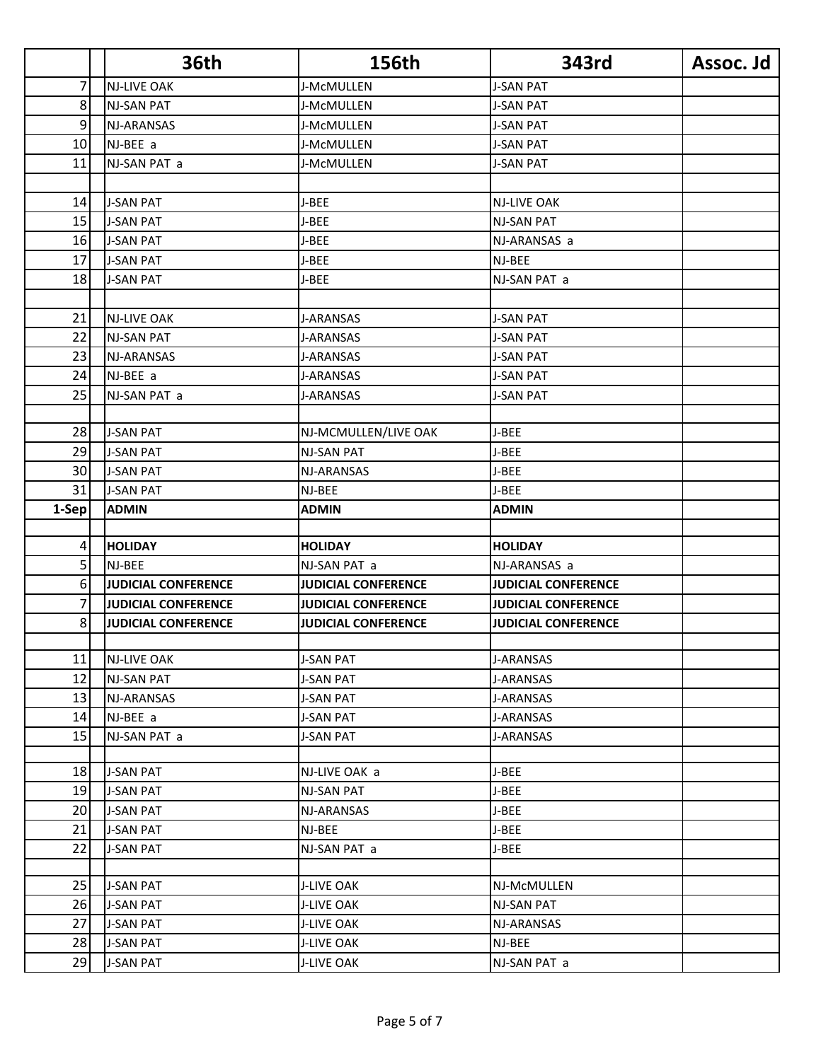| | | 36th | 156th | 343rd | Assoc. Jd |
|---|---|---|---|---|---|
| 7 | | NJ-LIVE OAK | J-McMULLEN | J-SAN PAT | |
| 8 | | NJ-SAN PAT | J-McMULLEN | J-SAN PAT | |
| 9 | | NJ-ARANSAS | J-McMULLEN | J-SAN PAT | |
| 10 | | NJ-BEE a | J-McMULLEN | J-SAN PAT | |
| 11 | | NJ-SAN PAT a | J-McMULLEN | J-SAN PAT | |
| | | | | | |
| 14 | | J-SAN PAT | J-BEE | NJ-LIVE OAK | |
| 15 | | J-SAN PAT | J-BEE | NJ-SAN PAT | |
| 16 | | J-SAN PAT | J-BEE | NJ-ARANSAS a | |
| 17 | | J-SAN PAT | J-BEE | NJ-BEE | |
| 18 | | J-SAN PAT | J-BEE | NJ-SAN PAT a | |
| | | | | | |
| 21 | | NJ-LIVE OAK | J-ARANSAS | J-SAN PAT | |
| 22 | | NJ-SAN PAT | J-ARANSAS | J-SAN PAT | |
| 23 | | NJ-ARANSAS | J-ARANSAS | J-SAN PAT | |
| 24 | | NJ-BEE a | J-ARANSAS | J-SAN PAT | |
| 25 | | NJ-SAN PAT a | J-ARANSAS | J-SAN PAT | |
| | | | | | |
| 28 | | J-SAN PAT | NJ-MCMULLEN/LIVE OAK | J-BEE | |
| 29 | | J-SAN PAT | NJ-SAN PAT | J-BEE | |
| 30 | | J-SAN PAT | NJ-ARANSAS | J-BEE | |
| 31 | | J-SAN PAT | NJ-BEE | J-BEE | |
| **1-Sep** | | **ADMIN** | **ADMIN** | **ADMIN** | |
| | | | | | |
| 4 | | **HOLIDAY** | **HOLIDAY** | **HOLIDAY** | |
| 5 | | NJ-BEE | NJ-SAN PAT a | NJ-ARANSAS a | |
| 6 | | **JUDICIAL CONFERENCE** | **JUDICIAL CONFERENCE** | **JUDICIAL CONFERENCE** | |
| 7 | | **JUDICIAL CONFERENCE** | **JUDICIAL CONFERENCE** | **JUDICIAL CONFERENCE** | |
| 8 | | **JUDICIAL CONFERENCE** | **JUDICIAL CONFERENCE** | **JUDICIAL CONFERENCE** | |
| | | | | | |
| 11 | | NJ-LIVE OAK | J-SAN PAT | J-ARANSAS | |
| 12 | | NJ-SAN PAT | J-SAN PAT | J-ARANSAS | |
| 13 | | NJ-ARANSAS | J-SAN PAT | J-ARANSAS | |
| 14 | | NJ-BEE a | J-SAN PAT | J-ARANSAS | |
| 15 | | NJ-SAN PAT a | J-SAN PAT | J-ARANSAS | |
| | | | | | |
| 18 | | J-SAN PAT | NJ-LIVE OAK a | J-BEE | |
| 19 | | J-SAN PAT | NJ-SAN PAT | J-BEE | |
| 20 | | J-SAN PAT | NJ-ARANSAS | J-BEE | |
| 21 | | J-SAN PAT | NJ-BEE | J-BEE | |
| 22 | | J-SAN PAT | NJ-SAN PAT a | J-BEE | |
| | | | | | |
| 25 | | J-SAN PAT | J-LIVE OAK | NJ-McMULLEN | |
| 26 | | J-SAN PAT | J-LIVE OAK | NJ-SAN PAT | |
| 27 | | J-SAN PAT | J-LIVE OAK | NJ-ARANSAS | |
| 28 | | J-SAN PAT | J-LIVE OAK | NJ-BEE | |
| 29 | | J-SAN PAT | J-LIVE OAK | NJ-SAN PAT a | |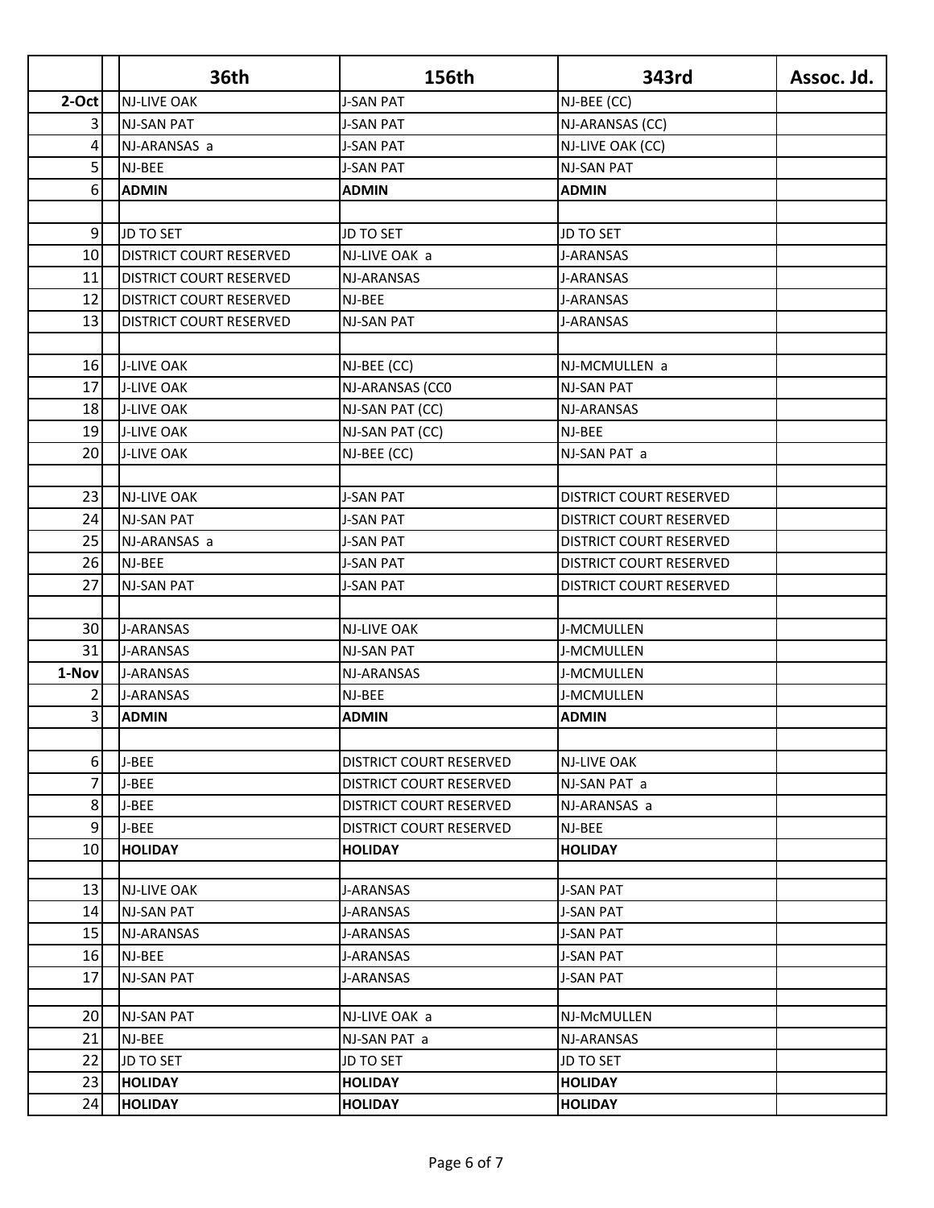| | | 36th | 156th | 343rd | Assoc. Jd. |
|---|---|---|---|---|---|
| 2-Oct | | NJ-LIVE OAK | J-SAN PAT | NJ-BEE (CC) | |
| 3 | | NJ-SAN PAT | J-SAN PAT | NJ-ARANSAS (CC) | |
| 4 | | NJ-ARANSAS a | J-SAN PAT | NJ-LIVE OAK (CC) | |
| 5 | | NJ-BEE | J-SAN PAT | NJ-SAN PAT | |
| 6 | | **ADMIN** | **ADMIN** | **ADMIN** | |
| | | | | | |
| 9 | | JD TO SET | JD TO SET | JD TO SET | |
| 10 | | DISTRICT COURT RESERVED | NJ-LIVE OAK a | J-ARANSAS | |
| 11 | | DISTRICT COURT RESERVED | NJ-ARANSAS | J-ARANSAS | |
| 12 | | DISTRICT COURT RESERVED | NJ-BEE | J-ARANSAS | |
| 13 | | DISTRICT COURT RESERVED | NJ-SAN PAT | J-ARANSAS | |
| | | | | | |
| 16 | | J-LIVE OAK | NJ-BEE (CC) | NJ-MCMULLEN a | |
| 17 | | J-LIVE OAK | NJ-ARANSAS (CC0 | NJ-SAN PAT | |
| 18 | | J-LIVE OAK | NJ-SAN PAT (CC) | NJ-ARANSAS | |
| 19 | | J-LIVE OAK | NJ-SAN PAT (CC) | NJ-BEE | |
| 20 | | J-LIVE OAK | NJ-BEE (CC) | NJ-SAN PAT a | |
| | | | | | |
| 23 | | NJ-LIVE OAK | J-SAN PAT | DISTRICT COURT RESERVED | |
| 24 | | NJ-SAN PAT | J-SAN PAT | DISTRICT COURT RESERVED | |
| 25 | | NJ-ARANSAS a | J-SAN PAT | DISTRICT COURT RESERVED | |
| 26 | | NJ-BEE | J-SAN PAT | DISTRICT COURT RESERVED | |
| 27 | | NJ-SAN PAT | J-SAN PAT | DISTRICT COURT RESERVED | |
| | | | | | |
| 30 | | J-ARANSAS | NJ-LIVE OAK | J-MCMULLEN | |
| 31 | | J-ARANSAS | NJ-SAN PAT | J-MCMULLEN | |
| 1-Nov | | J-ARANSAS | NJ-ARANSAS | J-MCMULLEN | |
| 2 | | J-ARANSAS | NJ-BEE | J-MCMULLEN | |
| 3 | | **ADMIN** | **ADMIN** | **ADMIN** | |
| | | | | | |
| 6 | | J-BEE | DISTRICT COURT RESERVED | NJ-LIVE OAK | |
| 7 | | J-BEE | DISTRICT COURT RESERVED | NJ-SAN PAT a | |
| 8 | | J-BEE | DISTRICT COURT RESERVED | NJ-ARANSAS a | |
| 9 | | J-BEE | DISTRICT COURT RESERVED | NJ-BEE | |
| 10 | | **HOLIDAY** | **HOLIDAY** | **HOLIDAY** | |
| | | | | | |
| 13 | | NJ-LIVE OAK | J-ARANSAS | J-SAN PAT | |
| 14 | | NJ-SAN PAT | J-ARANSAS | J-SAN PAT | |
| 15 | | NJ-ARANSAS | J-ARANSAS | J-SAN PAT | |
| 16 | | NJ-BEE | J-ARANSAS | J-SAN PAT | |
| 17 | | NJ-SAN PAT | J-ARANSAS | J-SAN PAT | |
| | | | | | |
| 20 | | NJ-SAN PAT | NJ-LIVE OAK a | NJ-McMULLEN | |
| 21 | | NJ-BEE | NJ-SAN PAT a | NJ-ARANSAS | |
| 22 | | JD TO SET | JD TO SET | JD TO SET | |
| 23 | | **HOLIDAY** | **HOLIDAY** | **HOLIDAY** | |
| 24 | | **HOLIDAY** | **HOLIDAY** | **HOLIDAY** | |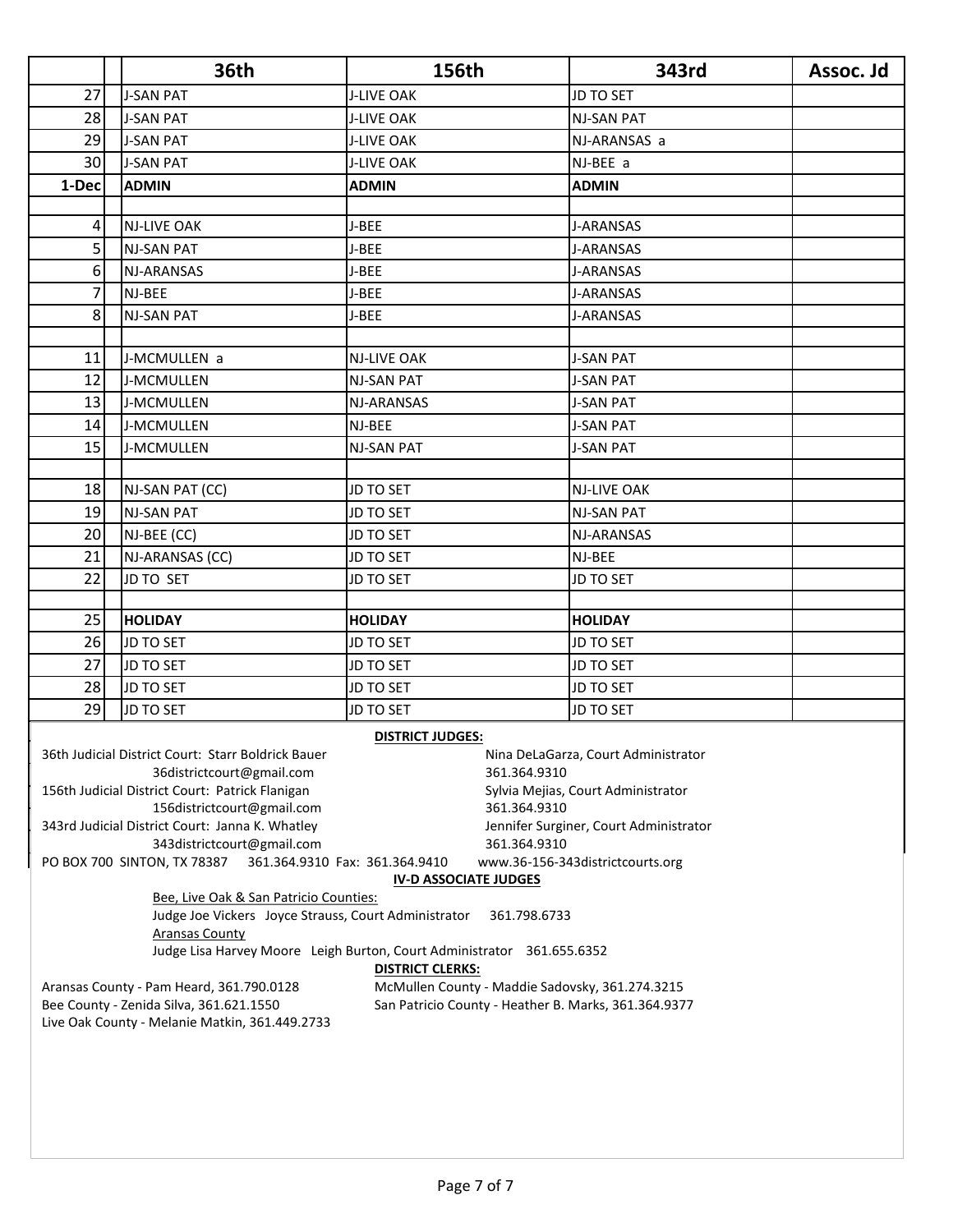| | 36th | 156th | 343rd | Assoc. Jd |
|---|---|---|---|---|
| 27 | J-SAN PAT | J-LIVE OAK | JD TO SET | |
| 28 | J-SAN PAT | J-LIVE OAK | NJ-SAN PAT | |
| 29 | J-SAN PAT | J-LIVE OAK | NJ-ARANSAS a | |
| 30 | J-SAN PAT | J-LIVE OAK | NJ-BEE a | |
| **1-Dec** | **ADMIN** | **ADMIN** | **ADMIN** | |
| | | | | |
| 4 | NJ-LIVE OAK | J-BEE | J-ARANSAS | |
| 5 | NJ-SAN PAT | J-BEE | J-ARANSAS | |
| 6 | NJ-ARANSAS | J-BEE | J-ARANSAS | |
| 7 | NJ-BEE | J-BEE | J-ARANSAS | |
| 8 | NJ-SAN PAT | J-BEE | J-ARANSAS | |
| | | | | |
| 11 | J-MCMULLEN a | NJ-LIVE OAK | J-SAN PAT | |
| 12 | J-MCMULLEN | NJ-SAN PAT | J-SAN PAT | |
| 13 | J-MCMULLEN | NJ-ARANSAS | J-SAN PAT | |
| 14 | J-MCMULLEN | NJ-BEE | J-SAN PAT | |
| 15 | J-MCMULLEN | NJ-SAN PAT | J-SAN PAT | |
| | | | | |
| 18 | NJ-SAN PAT (CC) | JD TO SET | NJ-LIVE OAK | |
| 19 | NJ-SAN PAT | JD TO SET | NJ-SAN PAT | |
| 20 | NJ-BEE (CC) | JD TO SET | NJ-ARANSAS | |
| 21 | NJ-ARANSAS (CC) | JD TO SET | NJ-BEE | |
| 22 | JD TO SET | JD TO SET | JD TO SET | |
| | | | | |
| 25 | **HOLIDAY** | **HOLIDAY** | **HOLIDAY** | |
| 26 | JD TO SET | JD TO SET | JD TO SET | |
| 27 | JD TO SET | JD TO SET | JD TO SET | |
| 28 | JD TO SET | JD TO SET | JD TO SET | |
| 29 | JD TO SET | JD TO SET | JD TO SET | |

**DISTRICT JUDGES:**

36th Judicial District Court: Starr Boldrick Bauer — Nina DeLaGarza, Court Administrator
36districtcourt@gmail.com — 361.364.9310

156th Judicial District Court: Patrick Flanigan — Sylvia Mejias, Court Administrator
156districtcourt@gmail.com — 361.364.9310

343rd Judicial District Court: Janna K. Whatley — Jennifer Surginer, Court Administrator
343districtcourt@gmail.com — 361.364.9310

PO BOX 700 SINTON, TX 78387 361.364.9310 Fax: 361.364.9410 www.36-156-343districtcourts.org

**IV-D ASSOCIATE JUDGES**

Bee, Live Oak & San Patricio Counties:
Judge Joe Vickers Joyce Strauss, Court Administrator 361.798.6733

Aransas County
Judge Lisa Harvey Moore Leigh Burton, Court Administrator 361.655.6352

**DISTRICT CLERKS:**

Aransas County - Pam Heard, 361.790.0128
Bee County - Zenida Silva, 361.621.1550
Live Oak County - Melanie Matkin, 361.449.2733
McMullen County - Maddie Sadovsky, 361.274.3215
San Patricio County - Heather B. Marks, 361.364.9377